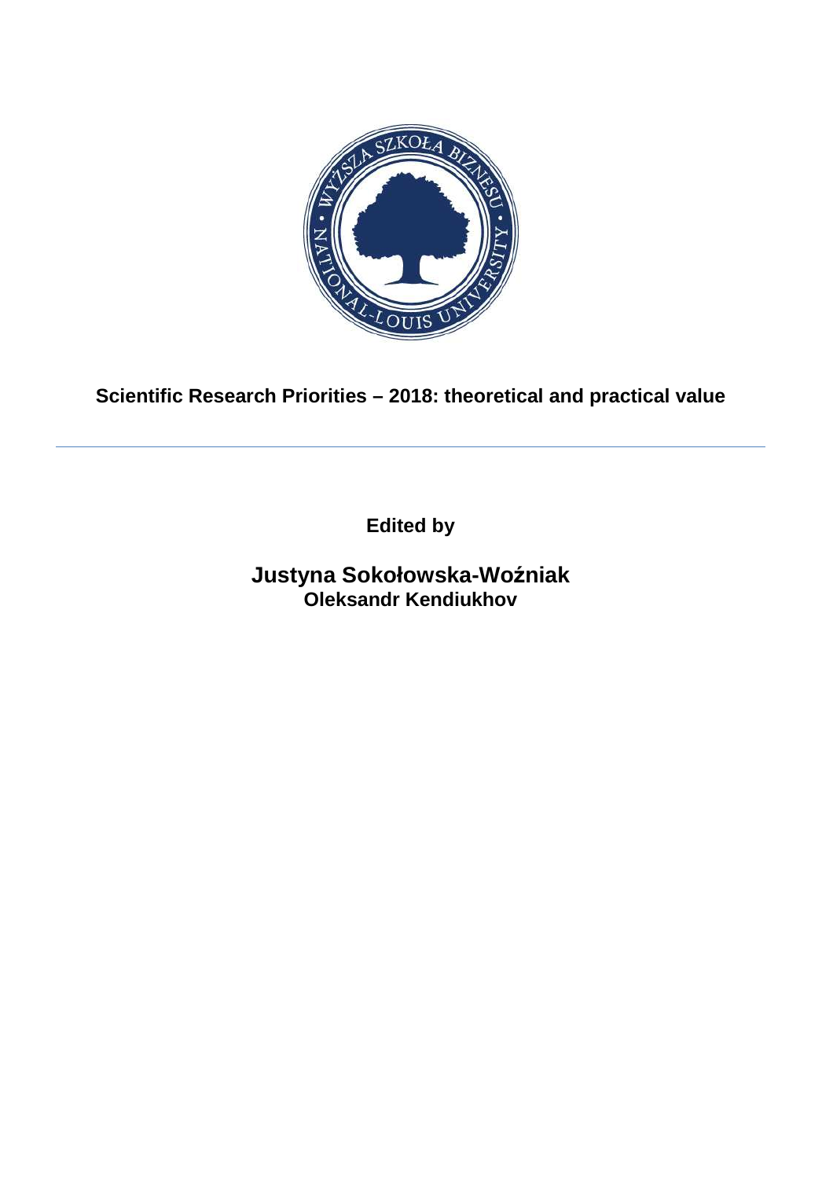# Scientific Research Priorities – 2018: theoretical and practical value

**Edited by**

**Justyna Sokołowska-Woźniak**
**Oleksandr Kendiukhov**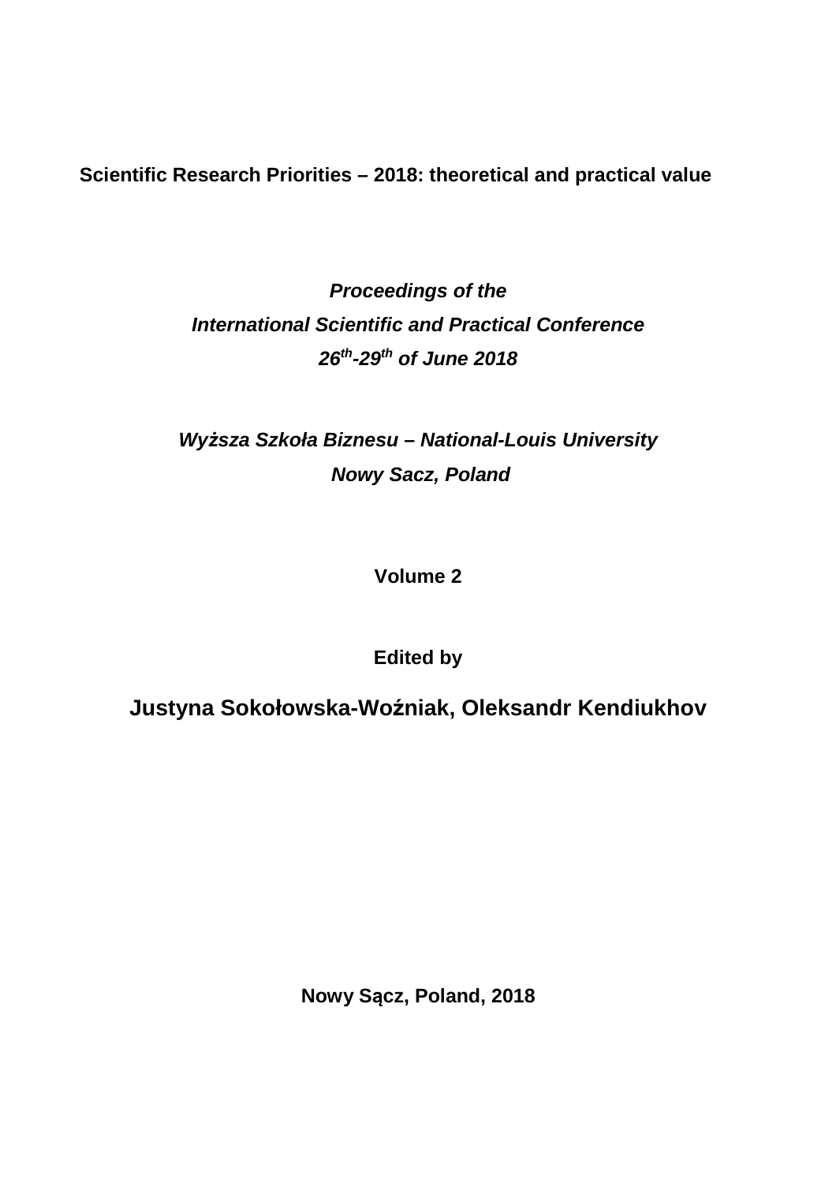**Scientific Research Priorities – 2018: theoretical and practical value**

***Proceedings of the***

***International Scientific and Practical Conference***

***26th-29th of June 2018***

***Wyższa Szkoła Biznesu – National-Louis University***

***Nowy Sacz, Poland***

**Volume 2**

**Edited by**

**Justyna Sokołowska-Woźniak, Oleksandr Kendiukhov**

**Nowy Sącz, Poland, 2018**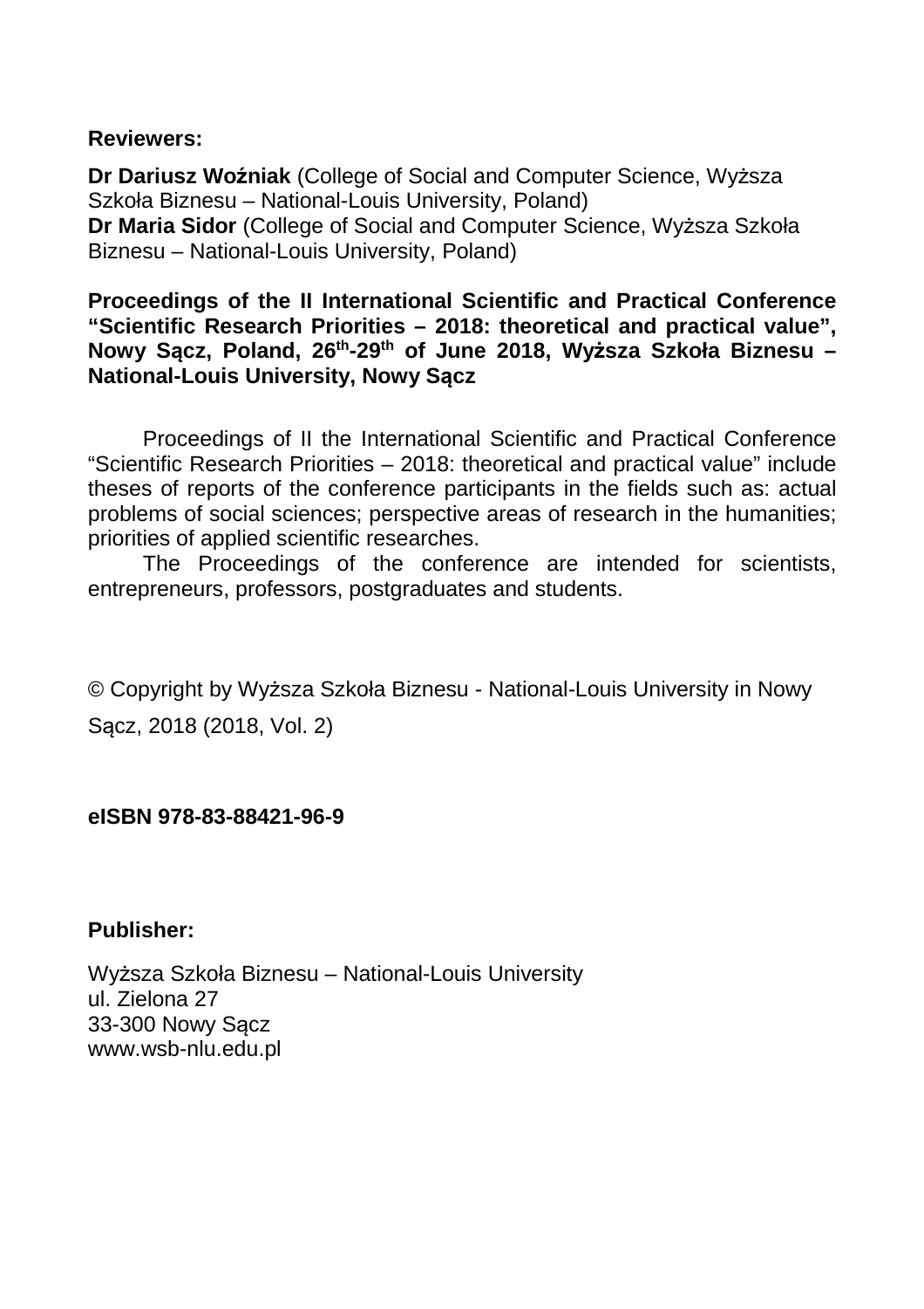**Reviewers:**

**Dr Dariusz Woźniak** (College of Social and Computer Science, Wyższa Szkoła Biznesu – National-Louis University, Poland)
**Dr Maria Sidor** (College of Social and Computer Science, Wyższa Szkoła Biznesu – National-Louis University, Poland)

**Proceedings of the II International Scientific and Practical Conference "Scientific Research Priorities – 2018: theoretical and practical value", Nowy Sącz, Poland, 26th-29th of June 2018, Wyższa Szkoła Biznesu – National-Louis University, Nowy Sącz**

Proceedings of II the International Scientific and Practical Conference "Scientific Research Priorities – 2018: theoretical and practical value" include theses of reports of the conference participants in the fields such as: actual problems of social sciences; perspective areas of research in the humanities; priorities of applied scientific researches.

The Proceedings of the conference are intended for scientists, entrepreneurs, professors, postgraduates and students.

© Copyright by Wyższa Szkoła Biznesu - National-Louis University in Nowy Sącz, 2018 (2018, Vol. 2)

**eISBN 978-83-88421-96-9**

**Publisher:**

Wyższa Szkoła Biznesu – National-Louis University
ul. Zielona 27
33-300 Nowy Sącz
www.wsb-nlu.edu.pl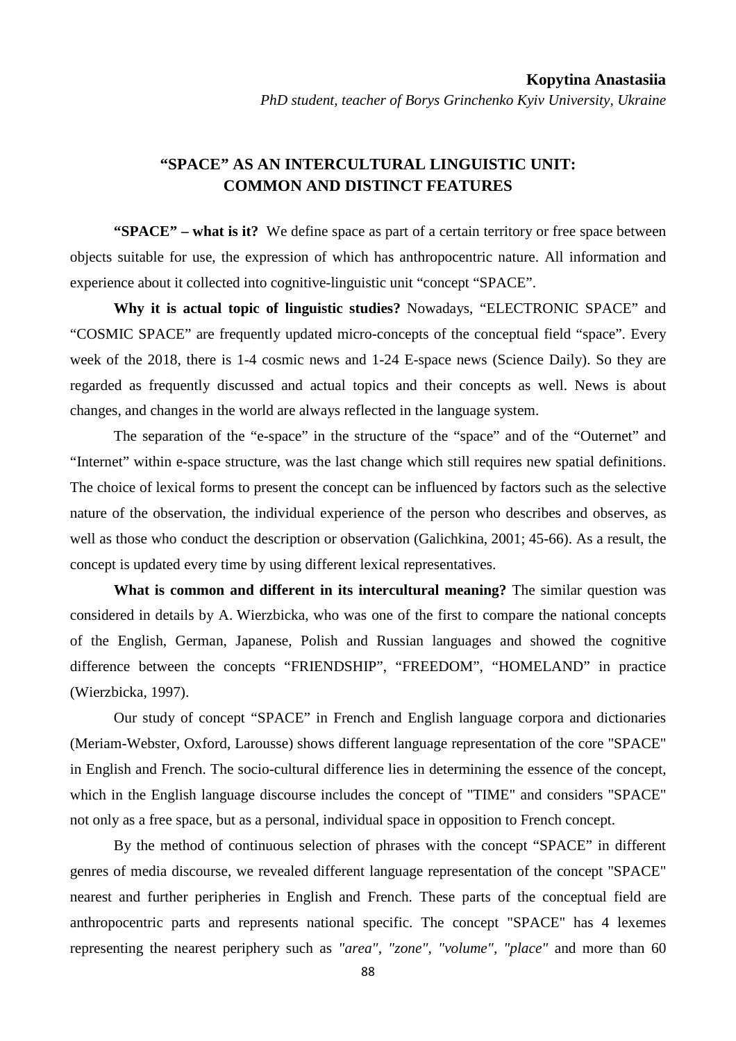**Kopytina Anastasiia**

*PhD student, teacher of Borys Grinchenko Kyiv University, Ukraine*

## "SPACE" AS AN INTERCULTURAL LINGUISTIC UNIT: COMMON AND DISTINCT FEATURES

**"SPACE" – what is it?** We define space as part of a certain territory or free space between objects suitable for use, the expression of which has anthropocentric nature. All information and experience about it collected into cognitive-linguistic unit "concept "SPACE".

**Why it is actual topic of linguistic studies?** Nowadays, "ELECTRONIC SPACE" and "COSMIC SPACE" are frequently updated micro-concepts of the conceptual field "space". Every week of the 2018, there is 1-4 cosmic news and 1-24 E-space news (Science Daily). So they are regarded as frequently discussed and actual topics and their concepts as well. News is about changes, and changes in the world are always reflected in the language system.

The separation of the "e-space" in the structure of the "space" and of the "Outernet" and "Internet" within e-space structure, was the last change which still requires new spatial definitions. The choice of lexical forms to present the concept can be influenced by factors such as the selective nature of the observation, the individual experience of the person who describes and observes, as well as those who conduct the description or observation (Galichkina, 2001; 45-66). As a result, the concept is updated every time by using different lexical representatives.

**What is common and different in its intercultural meaning?** The similar question was considered in details by A. Wierzbicka, who was one of the first to compare the national concepts of the English, German, Japanese, Polish and Russian languages and showed the cognitive difference between the concepts "FRIENDSHIP", "FREEDOM", "HOMELAND" in practice (Wierzbicka, 1997).

Our study of concept "SPACE" in French and English language corpora and dictionaries (Meriam-Webster, Oxford, Larousse) shows different language representation of the core "SPACE" in English and French. The socio-cultural difference lies in determining the essence of the concept, which in the English language discourse includes the concept of "TIME" and considers "SPACE" not only as a free space, but as a personal, individual space in opposition to French concept.

By the method of continuous selection of phrases with the concept "SPACE" in different genres of media discourse, we revealed different language representation of the concept "SPACE" nearest and further peripheries in English and French. These parts of the conceptual field are anthropocentric parts and represents national specific. The concept "SPACE" has 4 lexemes representing the nearest periphery such as *"area"*, *"zone"*, *"volume"*, *"place"* and more than 60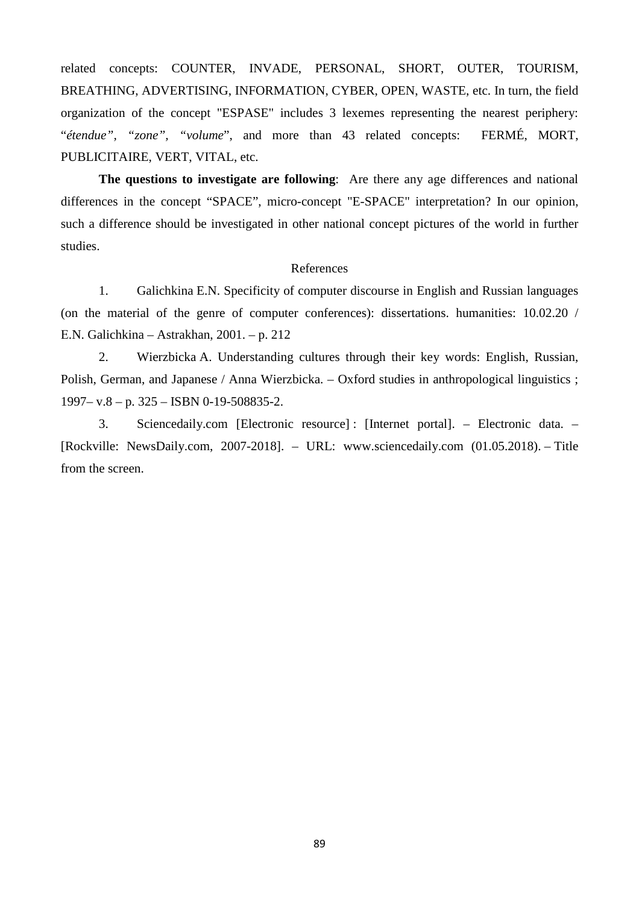related concepts: COUNTER, INVADE, PERSONAL, SHORT, OUTER, TOURISM, BREATHING, ADVERTISING, INFORMATION, CYBER, OPEN, WASTE, etc. In turn, the field organization of the concept "ESPASE" includes 3 lexemes representing the nearest periphery: "*étendue*", "*zone*", "*volume*", and more than 43 related concepts: FERMÉ, MORT, PUBLICITAIRE, VERT, VITAL, etc.

**The questions to investigate are following**: Are there any age differences and national differences in the concept "SPACE", micro-concept "E-SPACE" interpretation? In our opinion, such a difference should be investigated in other national concept pictures of the world in further studies.

References

1. Galichkina E.N. Specificity of computer discourse in English and Russian languages (on the material of the genre of computer conferences): dissertations. humanities: 10.02.20 / E.N. Galichkina – Astrakhan, 2001. – p. 212

2. Wierzbicka A. Understanding cultures through their key words: English, Russian, Polish, German, and Japanese / Anna Wierzbicka. – Oxford studies in anthropological linguistics ; 1997– v.8 – p. 325 – ISBN 0-19-508835-2.

3. Sciencedaily.com [Electronic resource] : [Internet portal]. – Electronic data. – [Rockville: NewsDaily.com, 2007-2018]. – URL: www.sciencedaily.com (01.05.2018). – Title from the screen.